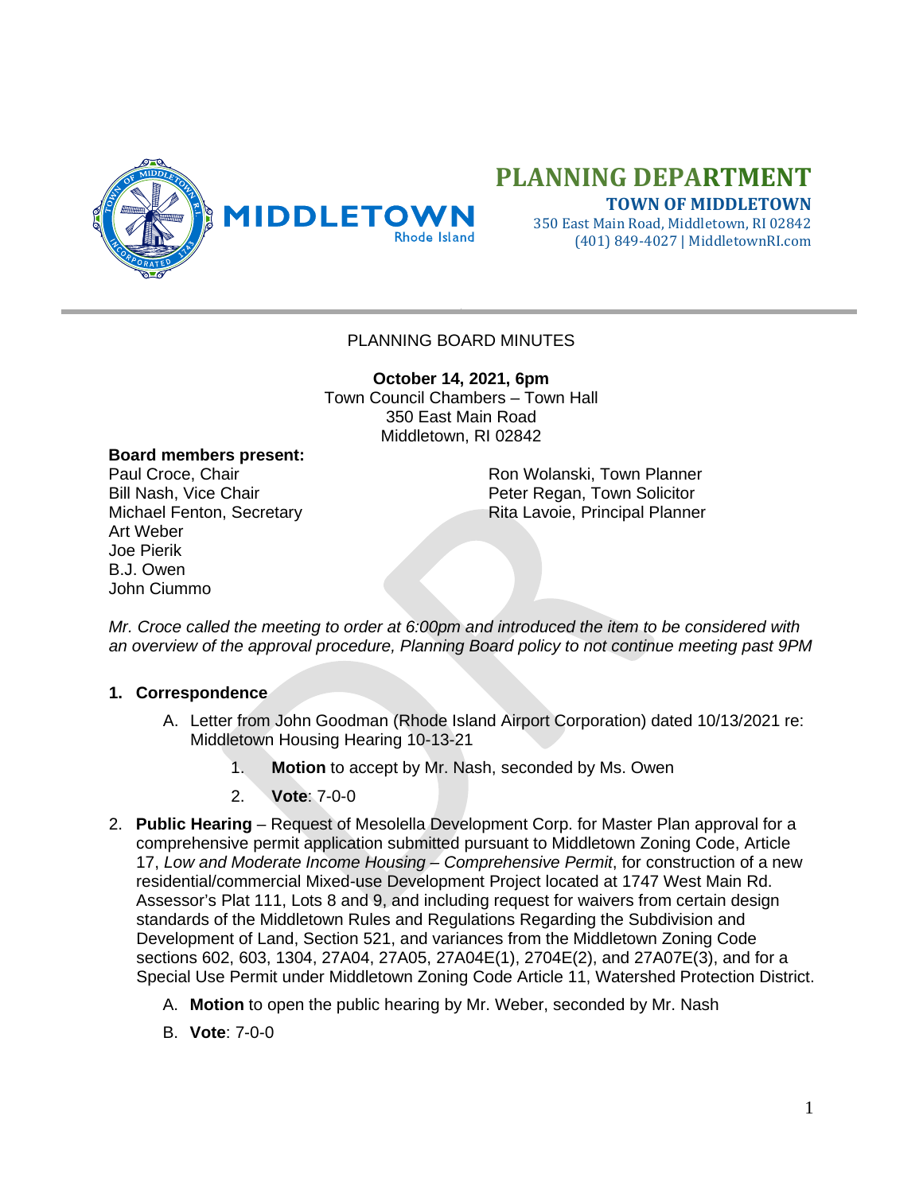# PLANNING DEPARTMENT

**TOWN OF MIDDLETOWN**
350 East Main Road, Middletown, RI 02842
(401) 849-4027 | MiddletownRI.com

PLANNING BOARD MINUTES

**October 14, 2021, 6pm**
Town Council Chambers – Town Hall
350 East Main Road
Middletown, RI 02842

**Board members present:**

Paul Croce, Chair
Bill Nash, Vice Chair
Michael Fenton, Secretary
Art Weber
Joe Pierik
B.J. Owen
John Ciummo

Ron Wolanski, Town Planner
Peter Regan, Town Solicitor
Rita Lavoie, Principal Planner

*Mr. Croce called the meeting to order at 6:00pm and introduced the item to be considered with an overview of the approval procedure, Planning Board policy to not continue meeting past 9PM*

1. **Correspondence**
   A. Letter from John Goodman (Rhode Island Airport Corporation) dated 10/13/2021 re: Middletown Housing Hearing 10-13-21
      1. **Motion** to accept by Mr. Nash, seconded by Ms. Owen
      2. **Vote**: 7-0-0

2. **Public Hearing** – Request of Mesolella Development Corp. for Master Plan approval for a comprehensive permit application submitted pursuant to Middletown Zoning Code, Article 17, *Low and Moderate Income Housing – Comprehensive Permit*, for construction of a new residential/commercial Mixed-use Development Project located at 1747 West Main Rd. Assessor's Plat 111, Lots 8 and 9, and including request for waivers from certain design standards of the Middletown Rules and Regulations Regarding the Subdivision and Development of Land, Section 521, and variances from the Middletown Zoning Code sections 602, 603, 1304, 27A04, 27A05, 27A04E(1), 2704E(2), and 27A07E(3), and for a Special Use Permit under Middletown Zoning Code Article 11, Watershed Protection District.
   A. **Motion** to open the public hearing by Mr. Weber, seconded by Mr. Nash
   B. **Vote**: 7-0-0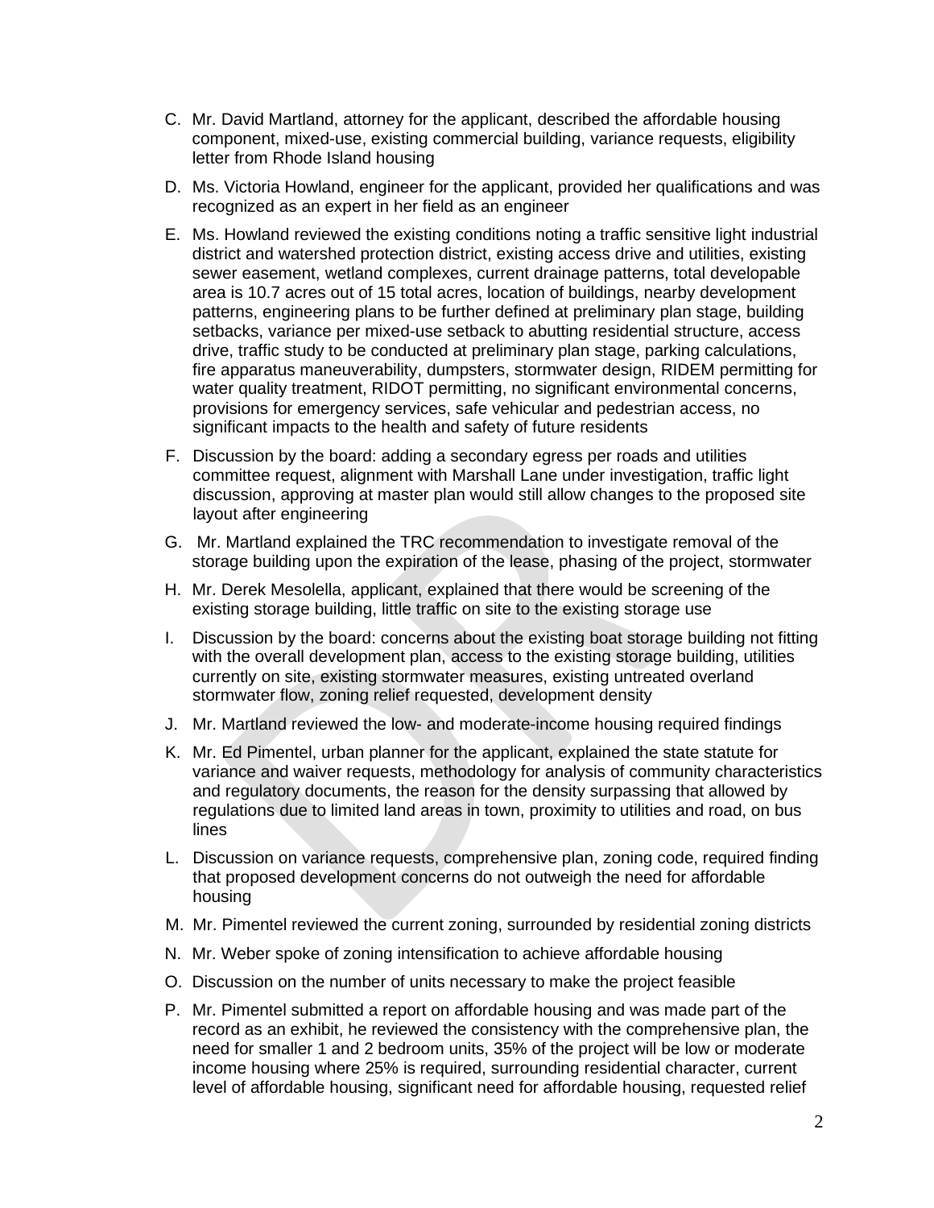C. Mr. David Martland, attorney for the applicant, described the affordable housing component, mixed-use, existing commercial building, variance requests, eligibility letter from Rhode Island housing

D. Ms. Victoria Howland, engineer for the applicant, provided her qualifications and was recognized as an expert in her field as an engineer

E. Ms. Howland reviewed the existing conditions noting a traffic sensitive light industrial district and watershed protection district, existing access drive and utilities, existing sewer easement, wetland complexes, current drainage patterns, total developable area is 10.7 acres out of 15 total acres, location of buildings, nearby development patterns, engineering plans to be further defined at preliminary plan stage, building setbacks, variance per mixed-use setback to abutting residential structure, access drive, traffic study to be conducted at preliminary plan stage, parking calculations, fire apparatus maneuverability, dumpsters, stormwater design, RIDEM permitting for water quality treatment, RIDOT permitting, no significant environmental concerns, provisions for emergency services, safe vehicular and pedestrian access, no significant impacts to the health and safety of future residents

F. Discussion by the board: adding a secondary egress per roads and utilities committee request, alignment with Marshall Lane under investigation, traffic light discussion, approving at master plan would still allow changes to the proposed site layout after engineering

G. Mr. Martland explained the TRC recommendation to investigate removal of the storage building upon the expiration of the lease, phasing of the project, stormwater

H. Mr. Derek Mesolella, applicant, explained that there would be screening of the existing storage building, little traffic on site to the existing storage use

I. Discussion by the board: concerns about the existing boat storage building not fitting with the overall development plan, access to the existing storage building, utilities currently on site, existing stormwater measures, existing untreated overland stormwater flow, zoning relief requested, development density

J. Mr. Martland reviewed the low- and moderate-income housing required findings

K. Mr. Ed Pimentel, urban planner for the applicant, explained the state statute for variance and waiver requests, methodology for analysis of community characteristics and regulatory documents, the reason for the density surpassing that allowed by regulations due to limited land areas in town, proximity to utilities and road, on bus lines

L. Discussion on variance requests, comprehensive plan, zoning code, required finding that proposed development concerns do not outweigh the need for affordable housing

M. Mr. Pimentel reviewed the current zoning, surrounded by residential zoning districts

N. Mr. Weber spoke of zoning intensification to achieve affordable housing

O. Discussion on the number of units necessary to make the project feasible

P. Mr. Pimentel submitted a report on affordable housing and was made part of the record as an exhibit, he reviewed the consistency with the comprehensive plan, the need for smaller 1 and 2 bedroom units, 35% of the project will be low or moderate income housing where 25% is required, surrounding residential character, current level of affordable housing, significant need for affordable housing, requested relief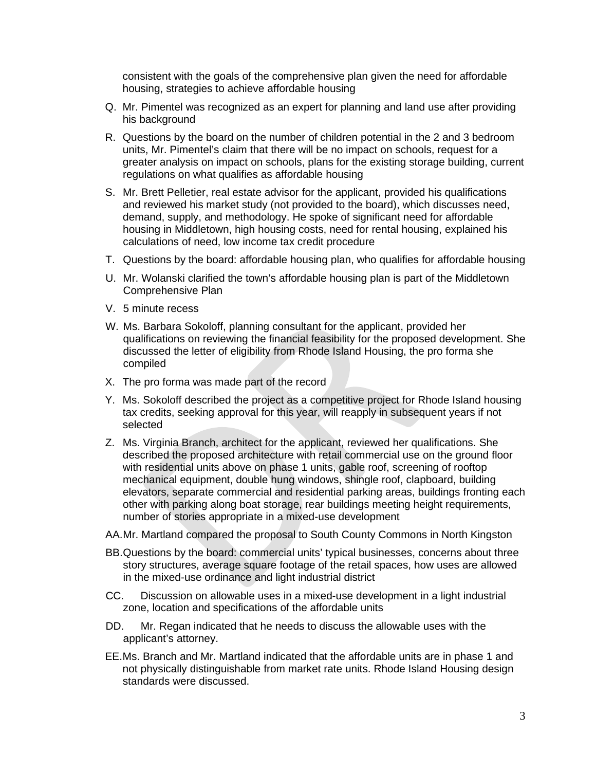consistent with the goals of the comprehensive plan given the need for affordable housing, strategies to achieve affordable housing

Q. Mr. Pimentel was recognized as an expert for planning and land use after providing his background

R. Questions by the board on the number of children potential in the 2 and 3 bedroom units, Mr. Pimentel's claim that there will be no impact on schools, request for a greater analysis on impact on schools, plans for the existing storage building, current regulations on what qualifies as affordable housing

S. Mr. Brett Pelletier, real estate advisor for the applicant, provided his qualifications and reviewed his market study (not provided to the board), which discusses need, demand, supply, and methodology. He spoke of significant need for affordable housing in Middletown, high housing costs, need for rental housing, explained his calculations of need, low income tax credit procedure

T. Questions by the board: affordable housing plan, who qualifies for affordable housing

U. Mr. Wolanski clarified the town's affordable housing plan is part of the Middletown Comprehensive Plan

V. 5 minute recess

W. Ms. Barbara Sokoloff, planning consultant for the applicant, provided her qualifications on reviewing the financial feasibility for the proposed development. She discussed the letter of eligibility from Rhode Island Housing, the pro forma she compiled

X. The pro forma was made part of the record

Y. Ms. Sokoloff described the project as a competitive project for Rhode Island housing tax credits, seeking approval for this year, will reapply in subsequent years if not selected

Z. Ms. Virginia Branch, architect for the applicant, reviewed her qualifications. She described the proposed architecture with retail commercial use on the ground floor with residential units above on phase 1 units, gable roof, screening of rooftop mechanical equipment, double hung windows, shingle roof, clapboard, building elevators, separate commercial and residential parking areas, buildings fronting each other with parking along boat storage, rear buildings meeting height requirements, number of stories appropriate in a mixed-use development

AA. Mr. Martland compared the proposal to South County Commons in North Kingston

BB. Questions by the board: commercial units' typical businesses, concerns about three story structures, average square footage of the retail spaces, how uses are allowed in the mixed-use ordinance and light industrial district

CC. Discussion on allowable uses in a mixed-use development in a light industrial zone, location and specifications of the affordable units

DD. Mr. Regan indicated that he needs to discuss the allowable uses with the applicant's attorney.

EE. Ms. Branch and Mr. Martland indicated that the affordable units are in phase 1 and not physically distinguishable from market rate units. Rhode Island Housing design standards were discussed.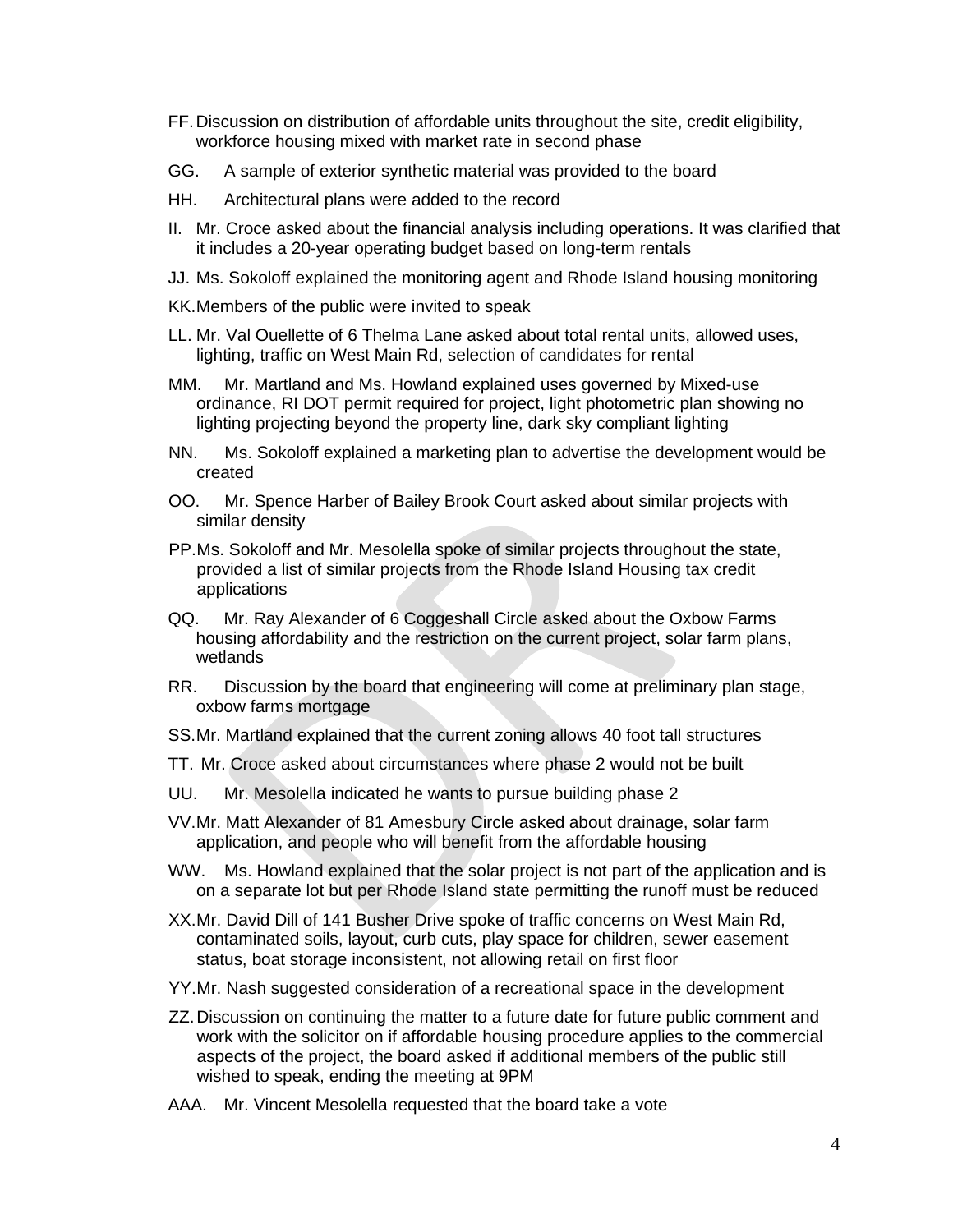FF. Discussion on distribution of affordable units throughout the site, credit eligibility, workforce housing mixed with market rate in second phase

GG. A sample of exterior synthetic material was provided to the board

HH. Architectural plans were added to the record

II. Mr. Croce asked about the financial analysis including operations. It was clarified that it includes a 20-year operating budget based on long-term rentals

JJ. Ms. Sokoloff explained the monitoring agent and Rhode Island housing monitoring

KK. Members of the public were invited to speak

LL. Mr. Val Ouellette of 6 Thelma Lane asked about total rental units, allowed uses, lighting, traffic on West Main Rd, selection of candidates for rental

MM. Mr. Martland and Ms. Howland explained uses governed by Mixed-use ordinance, RI DOT permit required for project, light photometric plan showing no lighting projecting beyond the property line, dark sky compliant lighting

NN. Ms. Sokoloff explained a marketing plan to advertise the development would be created

OO. Mr. Spence Harber of Bailey Brook Court asked about similar projects with similar density

PP. Ms. Sokoloff and Mr. Mesolella spoke of similar projects throughout the state, provided a list of similar projects from the Rhode Island Housing tax credit applications

QQ. Mr. Ray Alexander of 6 Coggeshall Circle asked about the Oxbow Farms housing affordability and the restriction on the current project, solar farm plans, wetlands

RR. Discussion by the board that engineering will come at preliminary plan stage, oxbow farms mortgage

SS. Mr. Martland explained that the current zoning allows 40 foot tall structures

TT. Mr. Croce asked about circumstances where phase 2 would not be built

UU. Mr. Mesolella indicated he wants to pursue building phase 2

VV. Mr. Matt Alexander of 81 Amesbury Circle asked about drainage, solar farm application, and people who will benefit from the affordable housing

WW. Ms. Howland explained that the solar project is not part of the application and is on a separate lot but per Rhode Island state permitting the runoff must be reduced

XX. Mr. David Dill of 141 Busher Drive spoke of traffic concerns on West Main Rd, contaminated soils, layout, curb cuts, play space for children, sewer easement status, boat storage inconsistent, not allowing retail on first floor

YY. Mr. Nash suggested consideration of a recreational space in the development

ZZ. Discussion on continuing the matter to a future date for future public comment and work with the solicitor on if affordable housing procedure applies to the commercial aspects of the project, the board asked if additional members of the public still wished to speak, ending the meeting at 9PM

AAA. Mr. Vincent Mesolella requested that the board take a vote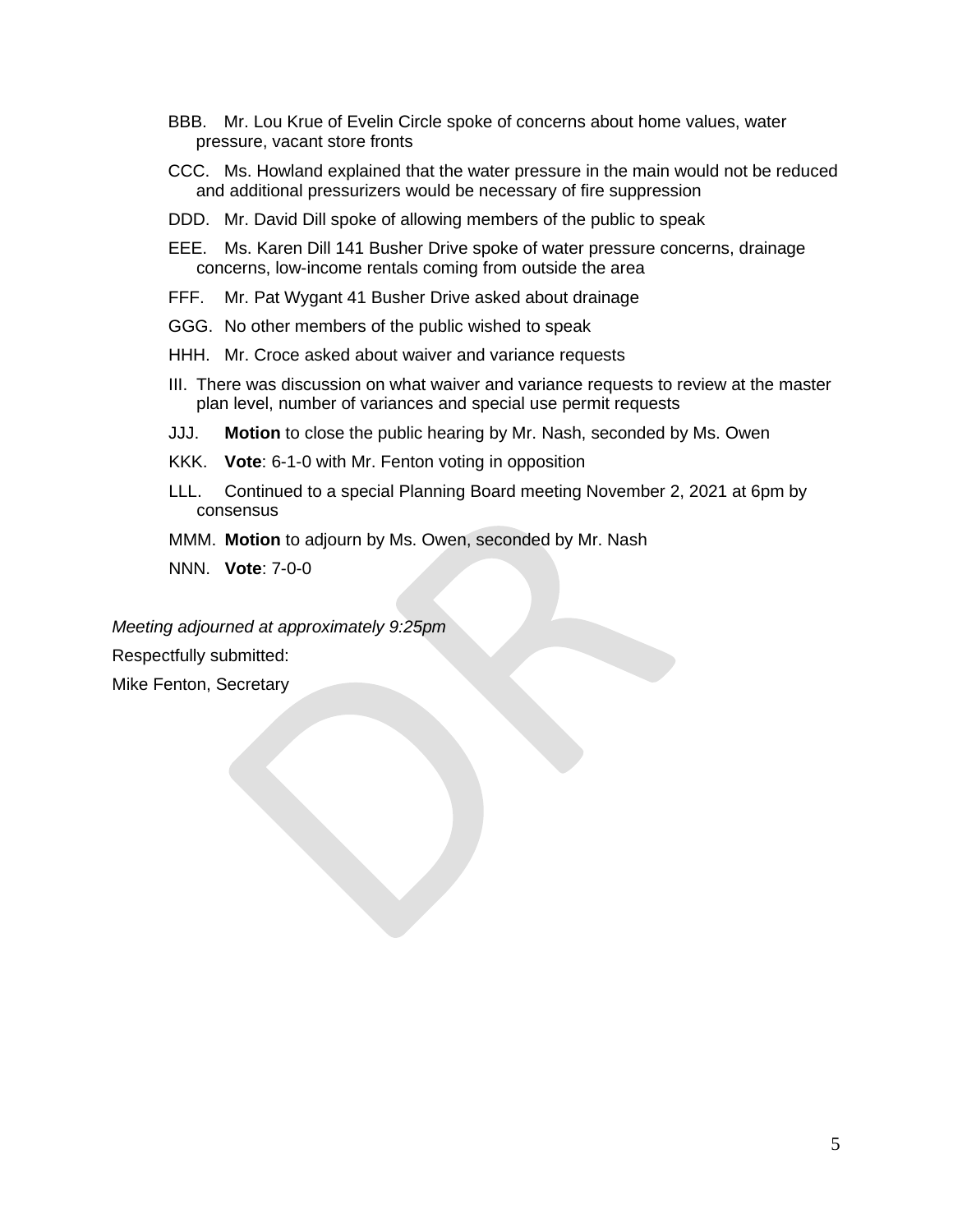BBB. Mr. Lou Krue of Evelin Circle spoke of concerns about home values, water pressure, vacant store fronts

CCC. Ms. Howland explained that the water pressure in the main would not be reduced and additional pressurizers would be necessary of fire suppression

DDD. Mr. David Dill spoke of allowing members of the public to speak

EEE. Ms. Karen Dill 141 Busher Drive spoke of water pressure concerns, drainage concerns, low-income rentals coming from outside the area

FFF. Mr. Pat Wygant 41 Busher Drive asked about drainage

GGG. No other members of the public wished to speak

HHH. Mr. Croce asked about waiver and variance requests

III. There was discussion on what waiver and variance requests to review at the master plan level, number of variances and special use permit requests

JJJ. **Motion** to close the public hearing by Mr. Nash, seconded by Ms. Owen

KKK. **Vote**: 6-1-0 with Mr. Fenton voting in opposition

LLL. Continued to a special Planning Board meeting November 2, 2021 at 6pm by consensus

MMM. **Motion** to adjourn by Ms. Owen, seconded by Mr. Nash

NNN. **Vote**: 7-0-0

*Meeting adjourned at approximately 9:25pm*

Respectfully submitted:

Mike Fenton, Secretary